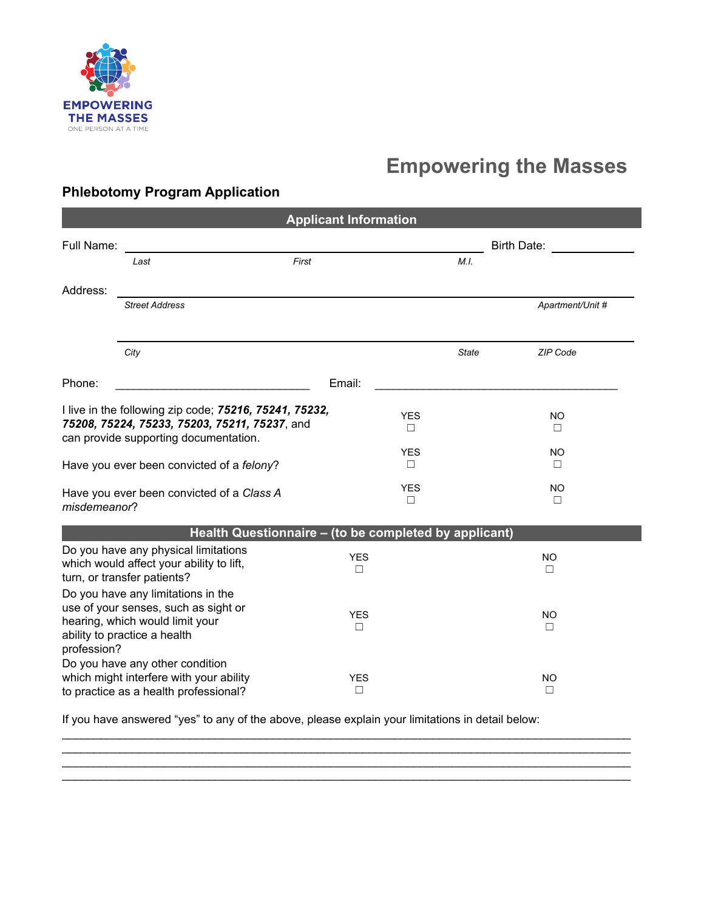EMPOWERING THE MASSES
ONE PERSON AT A TIME

# Empowering the Masses

## Phlebotomy Program Application

### Applicant Information

Full Name: ____________________________________________ Birth Date: ______________

*Last* *First* *M.I.*

Address: ____________________________________________________________

*Street Address* *Apartment/Unit #*

____________________________________________________________

*City* *State* *ZIP Code*

Phone: ______________________________ Email: ______________________________________

| | | |
|---|---|---|
| I live in the following zip code; ***75216, 75241, 75232, 75208, 75224, 75233, 75203, 75211, 75237***, and can provide supporting documentation. | YES ☐ | NO ☐ |
| Have you ever been convicted of a *felony*? | YES ☐ | NO ☐ |
| Have you ever been convicted of a *Class A misdemeanor*? | YES ☐ | NO ☐ |

### Health Questionnaire – (to be completed by applicant)

| | | |
|---|---|---|
| Do you have any physical limitations which would affect your ability to lift, turn, or transfer patients? | YES ☐ | NO ☐ |
| Do you have any limitations in the use of your senses, such as sight or hearing, which would limit your ability to practice a health profession? | YES ☐ | NO ☐ |
| Do you have any other condition which might interfere with your ability to practice as a health professional? | YES ☐ | NO ☐ |

If you have answered "yes" to any of the above, please explain your limitations in detail below:

______________________________________________________________________________________
______________________________________________________________________________________
______________________________________________________________________________________
______________________________________________________________________________________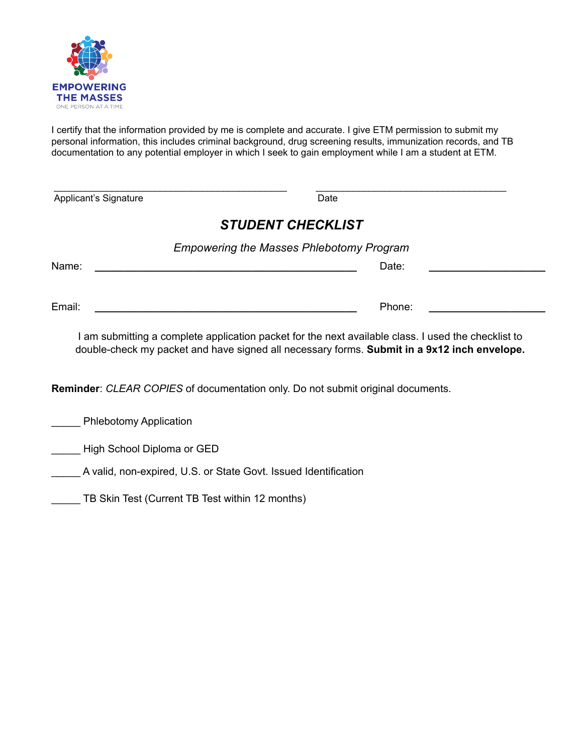EMPOWERING THE MASSES
ONE PERSON AT A TIME

I certify that the information provided by me is complete and accurate. I give ETM permission to submit my personal information, this includes criminal background, drug screening results, immunization records, and TB documentation to any potential employer in which I seek to gain employment while I am a student at ETM.

_____________________________________________ Applicant's Signature

____________________________________ Date

## *STUDENT CHECKLIST*

*Empowering the Masses Phlebotomy Program*

Name: ______________________________________________ Date: ____________________

Email: ______________________________________________ Phone: ____________________

I am submitting a complete application packet for the next available class. I used the checklist to double-check my packet and have signed all necessary forms. **Submit in a 9x12 inch envelope.**

**Reminder**: *CLEAR COPIES* of documentation only. Do not submit original documents.

_____ Phlebotomy Application

_____ High School Diploma or GED

_____ A valid, non-expired, U.S. or State Govt. Issued Identification

_____ TB Skin Test (Current TB Test within 12 months)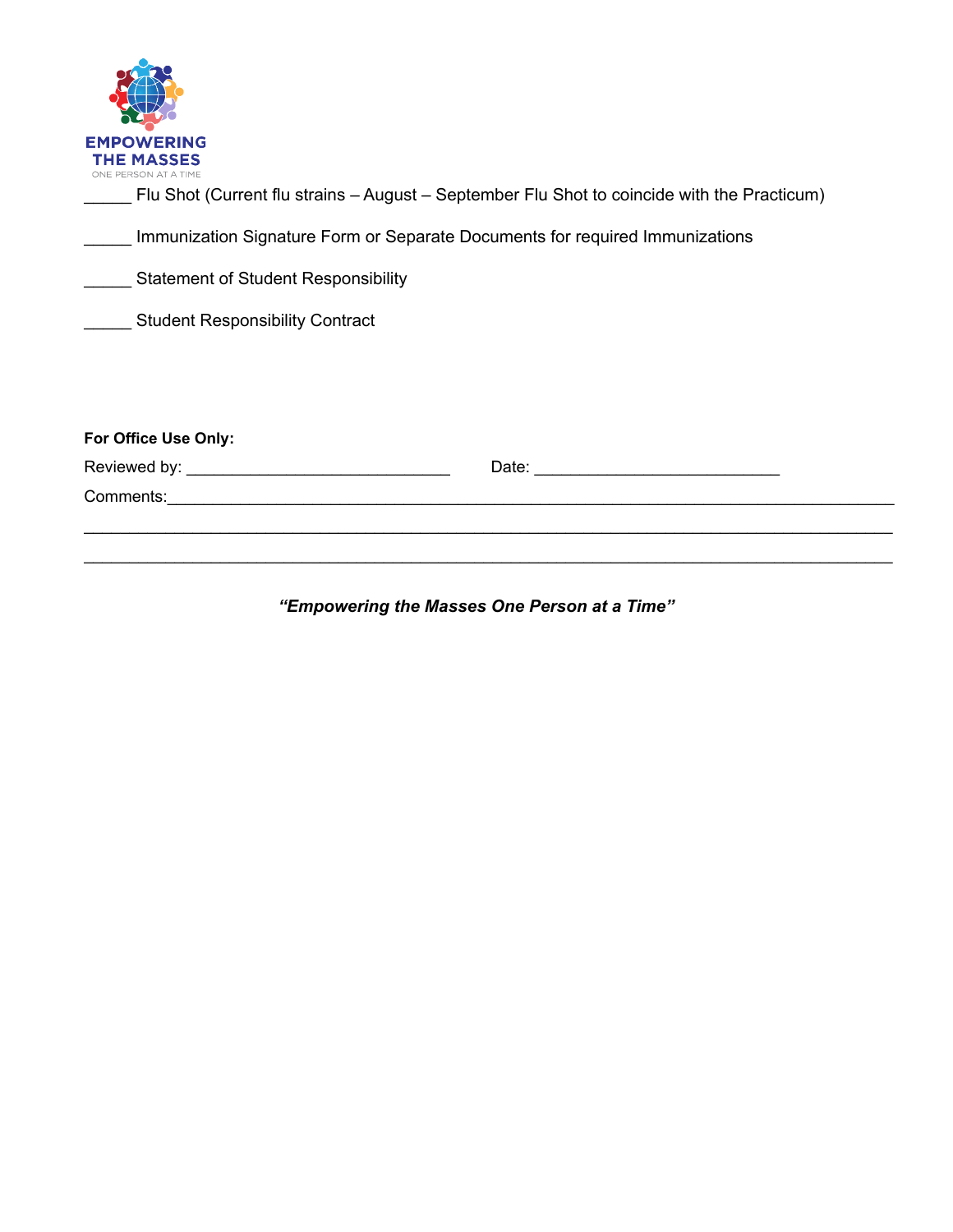EMPOWERING THE MASSES
ONE PERSON AT A TIME

_____ Flu Shot (Current flu strains – August – September Flu Shot to coincide with the Practicum)

_____ Immunization Signature Form or Separate Documents for required Immunizations

_____ Statement of Student Responsibility

_____ Student Responsibility Contract

**For Office Use Only:**

Reviewed by: _____________________________ Date: ___________________________

Comments:________________________________________________________________________________

_________________________________________________________________________________________

_________________________________________________________________________________________

***"Empowering the Masses One Person at a Time"***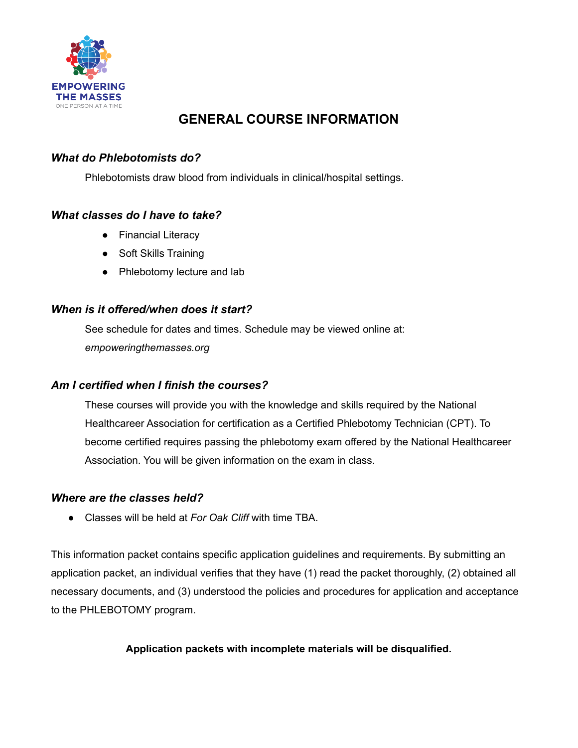EMPOWERING THE MASSES
ONE PERSON AT A TIME

# GENERAL COURSE INFORMATION

### *What do Phlebotomists do?*

Phlebotomists draw blood from individuals in clinical/hospital settings.

### *What classes do I have to take?*

- Financial Literacy
- Soft Skills Training
- Phlebotomy lecture and lab

### *When is it offered/when does it start?*

See schedule for dates and times. Schedule may be viewed online at: *empoweringthemasses.org*

### *Am I certified when I finish the courses?*

These courses will provide you with the knowledge and skills required by the National Healthcareer Association for certification as a Certified Phlebotomy Technician (CPT). To become certified requires passing the phlebotomy exam offered by the National Healthcareer Association. You will be given information on the exam in class.

### *Where are the classes held?*

- Classes will be held at *For Oak Cliff* with time TBA.

This information packet contains specific application guidelines and requirements. By submitting an application packet, an individual verifies that they have (1) read the packet thoroughly, (2) obtained all necessary documents, and (3) understood the policies and procedures for application and acceptance to the PHLEBOTOMY program.

**Application packets with incomplete materials will be disqualified.**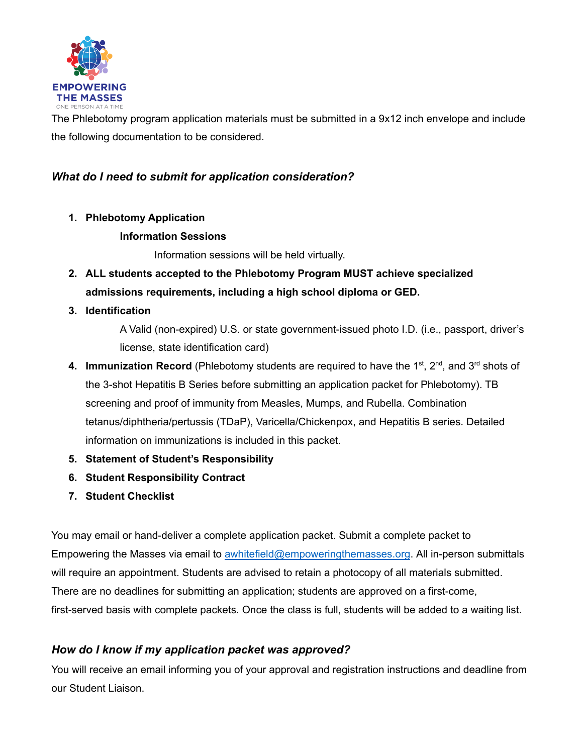The Phlebotomy program application materials must be submitted in a 9x12 inch envelope and include the following documentation to be considered.

### *What do I need to submit for application consideration?*

1. **Phlebotomy Application**

   **Information Sessions**

   Information sessions will be held virtually.

2. **ALL students accepted to the Phlebotomy Program MUST achieve specialized admissions requirements, including a high school diploma or GED.**
3. **Identification**

   A Valid (non-expired) U.S. or state government-issued photo I.D. (i.e., passport, driver's license, state identification card)

4. **Immunization Record** (Phlebotomy students are required to have the 1st, 2nd, and 3rd shots of the 3-shot Hepatitis B Series before submitting an application packet for Phlebotomy). TB screening and proof of immunity from Measles, Mumps, and Rubella. Combination tetanus/diphtheria/pertussis (TDaP), Varicella/Chickenpox, and Hepatitis B series. Detailed information on immunizations is included in this packet.
5. **Statement of Student's Responsibility**
6. **Student Responsibility Contract**
7. **Student Checklist**

You may email or hand-deliver a complete application packet. Submit a complete packet to Empowering the Masses via email to awhitefield@empoweringthemasses.org. All in-person submittals will require an appointment. Students are advised to retain a photocopy of all materials submitted. There are no deadlines for submitting an application; students are approved on a first-come, first-served basis with complete packets. Once the class is full, students will be added to a waiting list.

### *How do I know if my application packet was approved?*

You will receive an email informing you of your approval and registration instructions and deadline from our Student Liaison.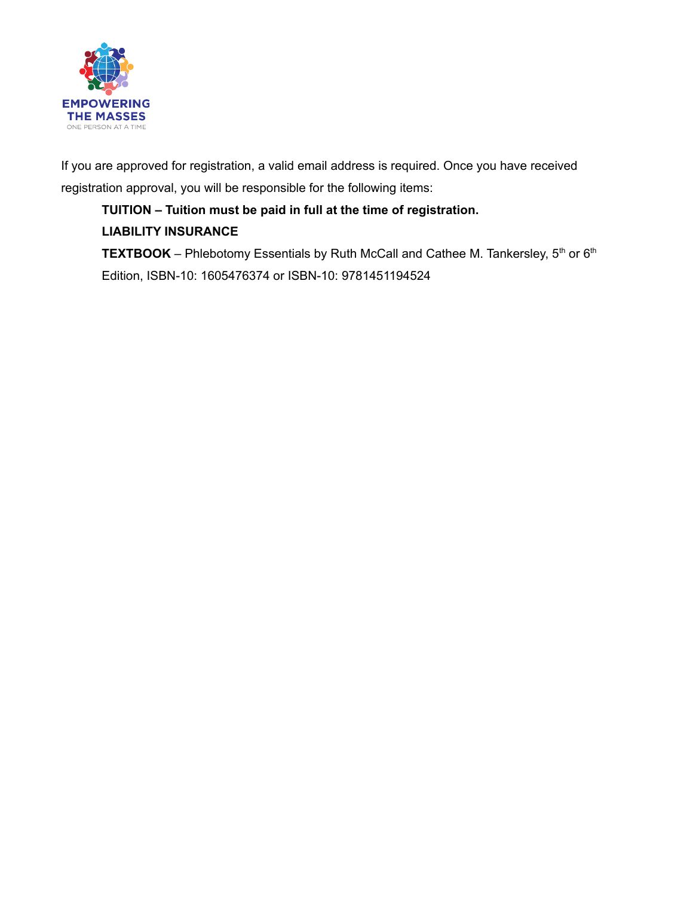If you are approved for registration, a valid email address is required. Once you have received registration approval, you will be responsible for the following items:

**TUITION – Tuition must be paid in full at the time of registration.**

**LIABILITY INSURANCE**

**TEXTBOOK** – Phlebotomy Essentials by Ruth McCall and Cathee M. Tankersley, 5th or 6th Edition, ISBN-10: 1605476374 or ISBN-10: 9781451194524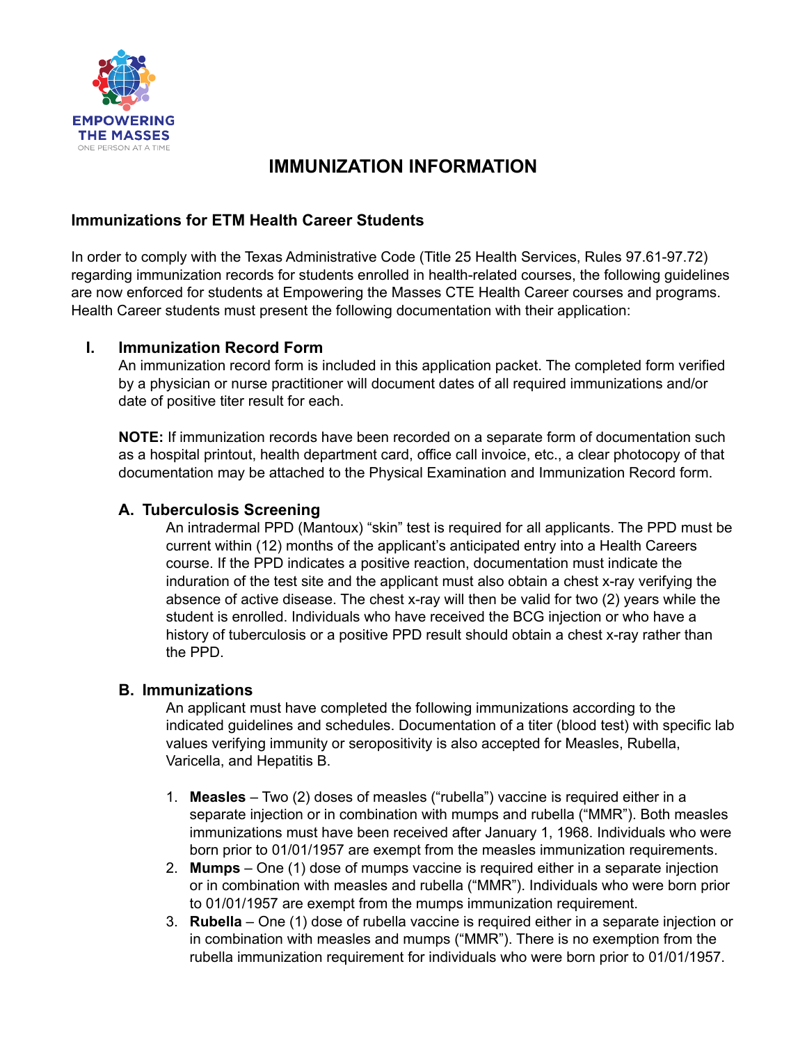EMPOWERING THE MASSES
ONE PERSON AT A TIME

# IMMUNIZATION INFORMATION

## Immunizations for ETM Health Career Students

In order to comply with the Texas Administrative Code (Title 25 Health Services, Rules 97.61-97.72) regarding immunization records for students enrolled in health-related courses, the following guidelines are now enforced for students at Empowering the Masses CTE Health Career courses and programs. Health Career students must present the following documentation with their application:

### I. Immunization Record Form

An immunization record form is included in this application packet. The completed form verified by a physician or nurse practitioner will document dates of all required immunizations and/or date of positive titer result for each.

**NOTE:** If immunization records have been recorded on a separate form of documentation such as a hospital printout, health department card, office call invoice, etc., a clear photocopy of that documentation may be attached to the Physical Examination and Immunization Record form.

#### A. Tuberculosis Screening

An intradermal PPD (Mantoux) "skin" test is required for all applicants. The PPD must be current within (12) months of the applicant's anticipated entry into a Health Careers course. If the PPD indicates a positive reaction, documentation must indicate the induration of the test site and the applicant must also obtain a chest x-ray verifying the absence of active disease. The chest x-ray will then be valid for two (2) years while the student is enrolled. Individuals who have received the BCG injection or who have a history of tuberculosis or a positive PPD result should obtain a chest x-ray rather than the PPD.

#### B. Immunizations

An applicant must have completed the following immunizations according to the indicated guidelines and schedules. Documentation of a titer (blood test) with specific lab values verifying immunity or seropositivity is also accepted for Measles, Rubella, Varicella, and Hepatitis B.

1. **Measles** – Two (2) doses of measles ("rubella") vaccine is required either in a separate injection or in combination with mumps and rubella ("MMR"). Both measles immunizations must have been received after January 1, 1968. Individuals who were born prior to 01/01/1957 are exempt from the measles immunization requirements.
2. **Mumps** – One (1) dose of mumps vaccine is required either in a separate injection or in combination with measles and rubella ("MMR"). Individuals who were born prior to 01/01/1957 are exempt from the mumps immunization requirement.
3. **Rubella** – One (1) dose of rubella vaccine is required either in a separate injection or in combination with measles and mumps ("MMR"). There is no exemption from the rubella immunization requirement for individuals who were born prior to 01/01/1957.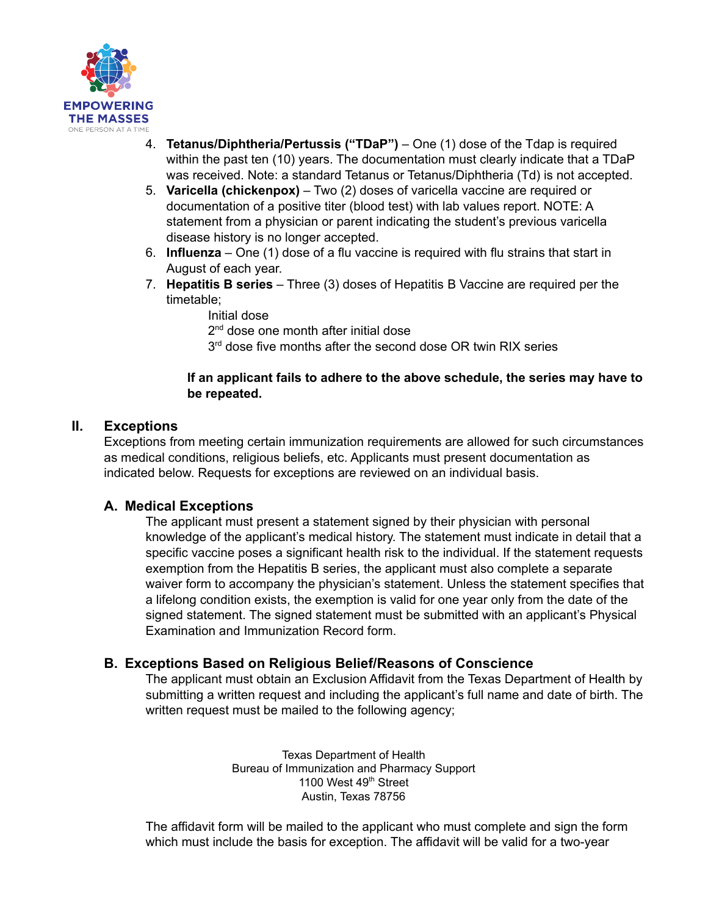4. **Tetanus/Diphtheria/Pertussis ("TDaP")** – One (1) dose of the Tdap is required within the past ten (10) years. The documentation must clearly indicate that a TDaP was received. Note: a standard Tetanus or Tetanus/Diphtheria (Td) is not accepted.
5. **Varicella (chickenpox)** – Two (2) doses of varicella vaccine are required or documentation of a positive titer (blood test) with lab values report. NOTE: A statement from a physician or parent indicating the student's previous varicella disease history is no longer accepted.
6. **Influenza** – One (1) dose of a flu vaccine is required with flu strains that start in August of each year.
7. **Hepatitis B series** – Three (3) doses of Hepatitis B Vaccine are required per the timetable;

    Initial dose
    2nd dose one month after initial dose
    3rd dose five months after the second dose OR twin RIX series

    **If an applicant fails to adhere to the above schedule, the series may have to be repeated.**

## II. Exceptions

Exceptions from meeting certain immunization requirements are allowed for such circumstances as medical conditions, religious beliefs, etc. Applicants must present documentation as indicated below. Requests for exceptions are reviewed on an individual basis.

### A. Medical Exceptions

The applicant must present a statement signed by their physician with personal knowledge of the applicant's medical history. The statement must indicate in detail that a specific vaccine poses a significant health risk to the individual. If the statement requests exemption from the Hepatitis B series, the applicant must also complete a separate waiver form to accompany the physician's statement. Unless the statement specifies that a lifelong condition exists, the exemption is valid for one year only from the date of the signed statement. The signed statement must be submitted with an applicant's Physical Examination and Immunization Record form.

### B. Exceptions Based on Religious Belief/Reasons of Conscience

The applicant must obtain an Exclusion Affidavit from the Texas Department of Health by submitting a written request and including the applicant's full name and date of birth. The written request must be mailed to the following agency;

Texas Department of Health
Bureau of Immunization and Pharmacy Support
1100 West 49th Street
Austin, Texas 78756

The affidavit form will be mailed to the applicant who must complete and sign the form which must include the basis for exception. The affidavit will be valid for a two-year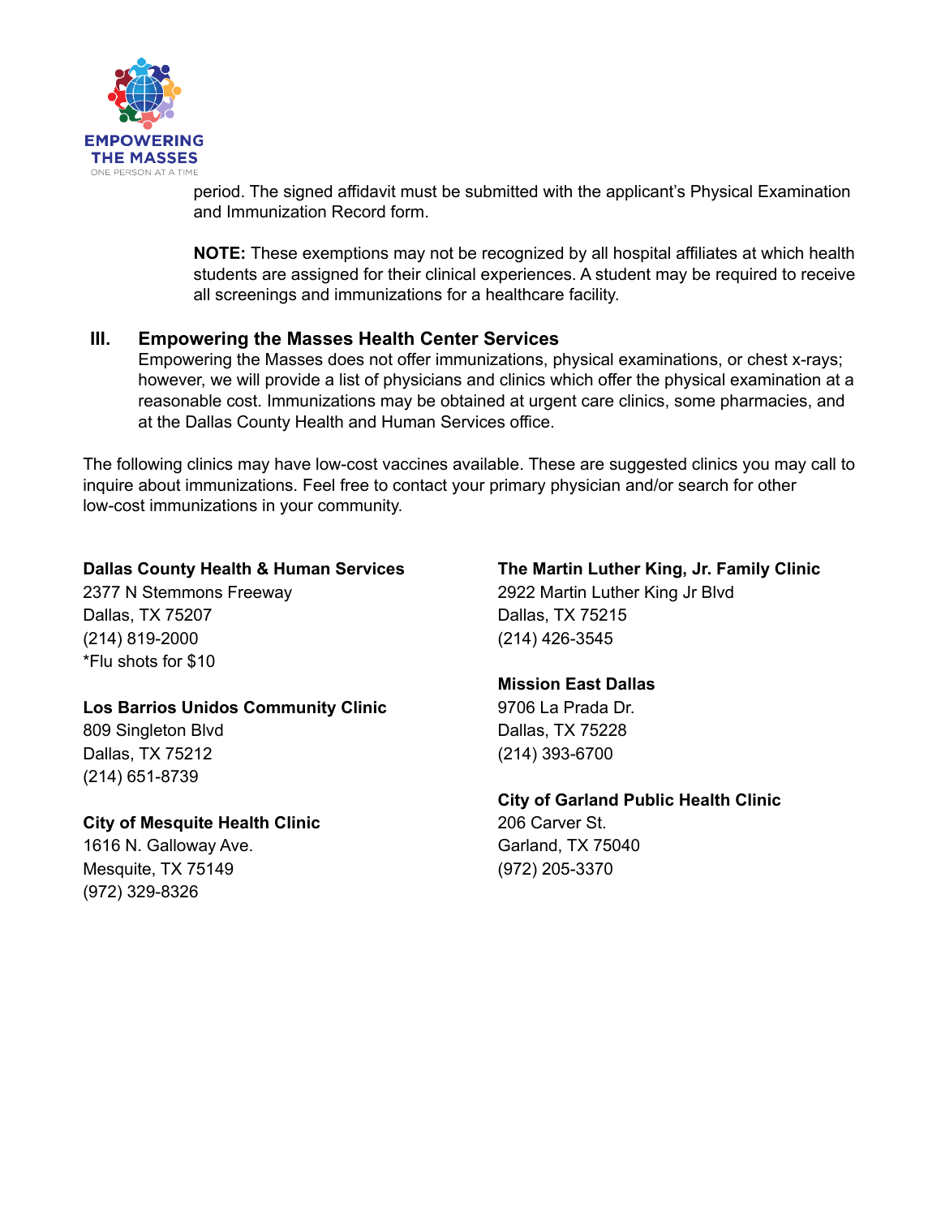period. The signed affidavit must be submitted with the applicant's Physical Examination and Immunization Record form.

**NOTE:** These exemptions may not be recognized by all hospital affiliates at which health students are assigned for their clinical experiences. A student may be required to receive all screenings and immunizations for a healthcare facility.

## III. Empowering the Masses Health Center Services

Empowering the Masses does not offer immunizations, physical examinations, or chest x-rays; however, we will provide a list of physicians and clinics which offer the physical examination at a reasonable cost. Immunizations may be obtained at urgent care clinics, some pharmacies, and at the Dallas County Health and Human Services office.

The following clinics may have low-cost vaccines available. These are suggested clinics you may call to inquire about immunizations. Feel free to contact your primary physician and/or search for other low-cost immunizations in your community.

**Dallas County Health & Human Services**
2377 N Stemmons Freeway
Dallas, TX 75207
(214) 819-2000
*Flu shots for $10

**Los Barrios Unidos Community Clinic**
809 Singleton Blvd
Dallas, TX 75212
(214) 651-8739

**City of Mesquite Health Clinic**
1616 N. Galloway Ave.
Mesquite, TX 75149
(972) 329-8326

**The Martin Luther King, Jr. Family Clinic**
2922 Martin Luther King Jr Blvd
Dallas, TX 75215
(214) 426-3545

**Mission East Dallas**
9706 La Prada Dr.
Dallas, TX 75228
(214) 393-6700

**City of Garland Public Health Clinic**
206 Carver St.
Garland, TX 75040
(972) 205-3370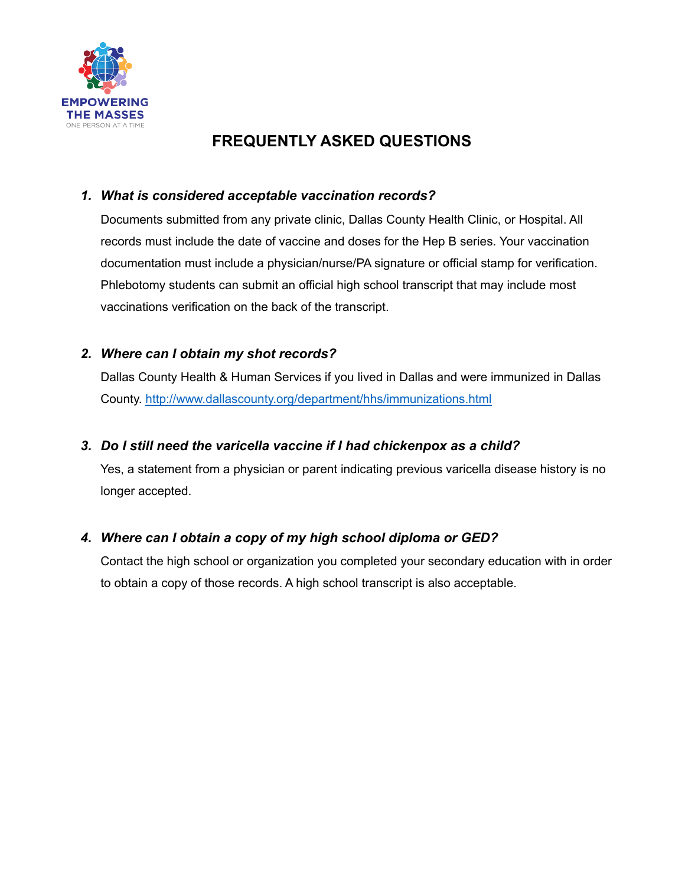EMPOWERING THE MASSES

ONE PERSON AT A TIME

# FREQUENTLY ASKED QUESTIONS

1. ***What is considered acceptable vaccination records?***

   Documents submitted from any private clinic, Dallas County Health Clinic, or Hospital. All records must include the date of vaccine and doses for the Hep B series. Your vaccination documentation must include a physician/nurse/PA signature or official stamp for verification. Phlebotomy students can submit an official high school transcript that may include most vaccinations verification on the back of the transcript.

2. ***Where can I obtain my shot records?***

   Dallas County Health & Human Services if you lived in Dallas and were immunized in Dallas County. [http://www.dallascounty.org/department/hhs/immunizations.html](http://www.dallascounty.org/department/hhs/immunizations.html)

3. ***Do I still need the varicella vaccine if I had chickenpox as a child?***

   Yes, a statement from a physician or parent indicating previous varicella disease history is no longer accepted.

4. ***Where can I obtain a copy of my high school diploma or GED?***

   Contact the high school or organization you completed your secondary education with in order to obtain a copy of those records. A high school transcript is also acceptable.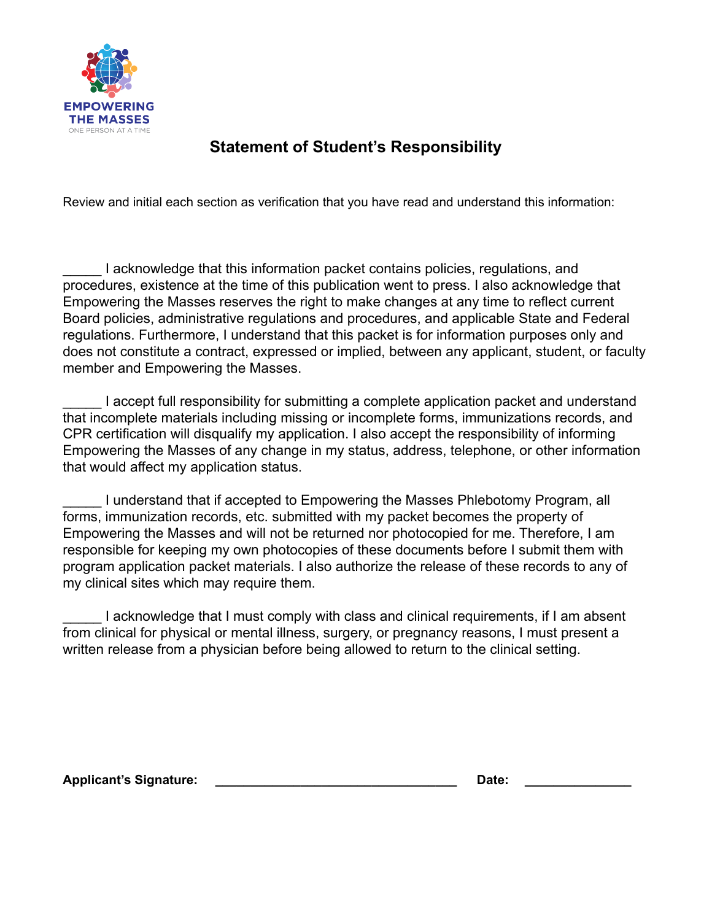EMPOWERING THE MASSES
ONE PERSON AT A TIME

## Statement of Student's Responsibility

Review and initial each section as verification that you have read and understand this information:

_____ I acknowledge that this information packet contains policies, regulations, and procedures, existence at the time of this publication went to press. I also acknowledge that Empowering the Masses reserves the right to make changes at any time to reflect current Board policies, administrative regulations and procedures, and applicable State and Federal regulations. Furthermore, I understand that this packet is for information purposes only and does not constitute a contract, expressed or implied, between any applicant, student, or faculty member and Empowering the Masses.

_____ I accept full responsibility for submitting a complete application packet and understand that incomplete materials including missing or incomplete forms, immunizations records, and CPR certification will disqualify my application. I also accept the responsibility of informing Empowering the Masses of any change in my status, address, telephone, or other information that would affect my application status.

_____ I understand that if accepted to Empowering the Masses Phlebotomy Program, all forms, immunization records, etc. submitted with my packet becomes the property of Empowering the Masses and will not be returned nor photocopied for me. Therefore, I am responsible for keeping my own photocopies of these documents before I submit them with program application packet materials. I also authorize the release of these records to any of my clinical sites which may require them.

_____ I acknowledge that I must comply with class and clinical requirements, if I am absent from clinical for physical or mental illness, surgery, or pregnancy reasons, I must present a written release from a physician before being allowed to return to the clinical setting.

**Applicant's Signature:** ________________________________ **Date:** _______________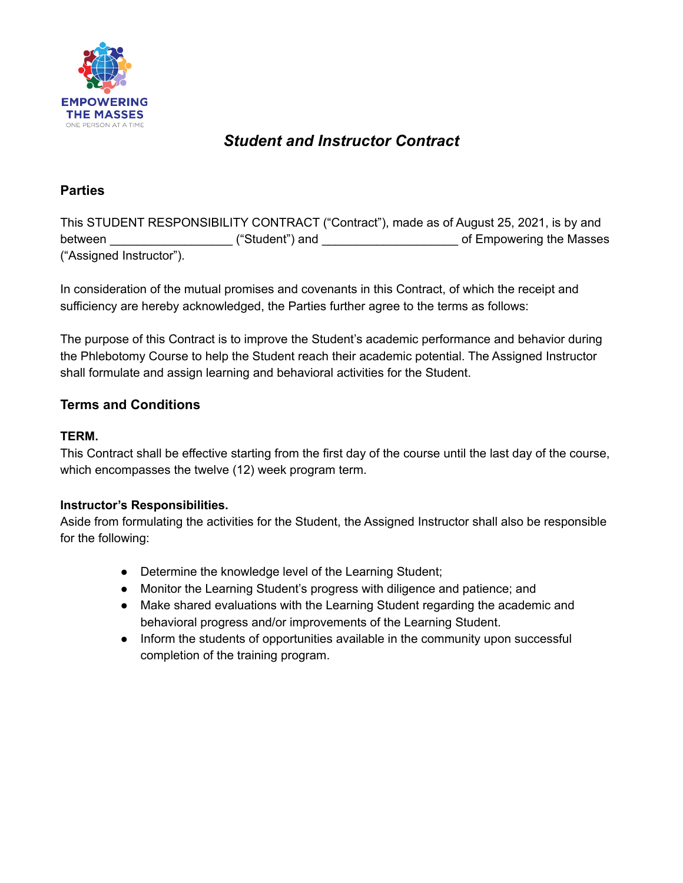EMPOWERING THE MASSES
ONE PERSON AT A TIME

# *Student and Instructor Contract*

## Parties

This STUDENT RESPONSIBILITY CONTRACT ("Contract"), made as of August 25, 2021, is by and between _________________ ("Student") and ___________________ of Empowering the Masses ("Assigned Instructor").

In consideration of the mutual promises and covenants in this Contract, of which the receipt and sufficiency are hereby acknowledged, the Parties further agree to the terms as follows:

The purpose of this Contract is to improve the Student's academic performance and behavior during the Phlebotomy Course to help the Student reach their academic potential. The Assigned Instructor shall formulate and assign learning and behavioral activities for the Student.

## Terms and Conditions

**TERM.**
This Contract shall be effective starting from the first day of the course until the last day of the course, which encompasses the twelve (12) week program term.

**Instructor's Responsibilities.**
Aside from formulating the activities for the Student, the Assigned Instructor shall also be responsible for the following:

- Determine the knowledge level of the Learning Student;
- Monitor the Learning Student's progress with diligence and patience; and
- Make shared evaluations with the Learning Student regarding the academic and behavioral progress and/or improvements of the Learning Student.
- Inform the students of opportunities available in the community upon successful completion of the training program.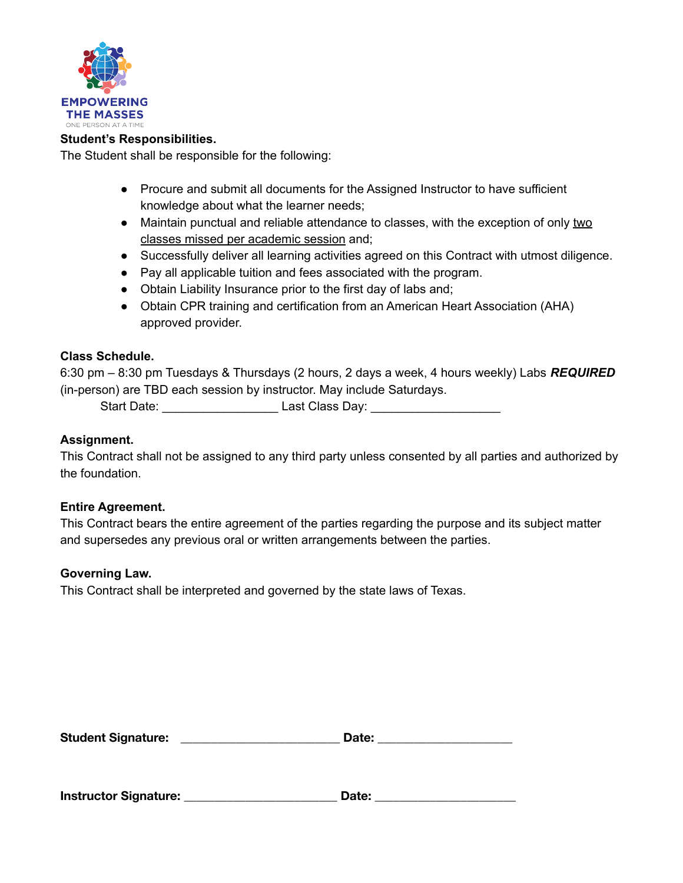EMPOWERING THE MASSES

ONE PERSON AT A TIME

**Student's Responsibilities.**

The Student shall be responsible for the following:

- Procure and submit all documents for the Assigned Instructor to have sufficient knowledge about what the learner needs;
- Maintain punctual and reliable attendance to classes, with the exception of only <u>two classes missed per academic session</u> and;
- Successfully deliver all learning activities agreed on this Contract with utmost diligence.
- Pay all applicable tuition and fees associated with the program.
- Obtain Liability Insurance prior to the first day of labs and;
- Obtain CPR training and certification from an American Heart Association (AHA) approved provider.

**Class Schedule.**

6:30 pm – 8:30 pm Tuesdays & Thursdays (2 hours, 2 days a week, 4 hours weekly) Labs ***REQUIRED*** (in-person) are TBD each session by instructor. May include Saturdays.

Start Date: _________________ Last Class Day: ___________________

**Assignment.**

This Contract shall not be assigned to any third party unless consented by all parties and authorized by the foundation.

**Entire Agreement.**

This Contract bears the entire agreement of the parties regarding the purpose and its subject matter and supersedes any previous oral or written arrangements between the parties.

**Governing Law.**

This Contract shall be interpreted and governed by the state laws of Texas.

**Student Signature:** ________________________ **Date:** ____________________

**Instructor Signature:** _______________________ **Date:** _____________________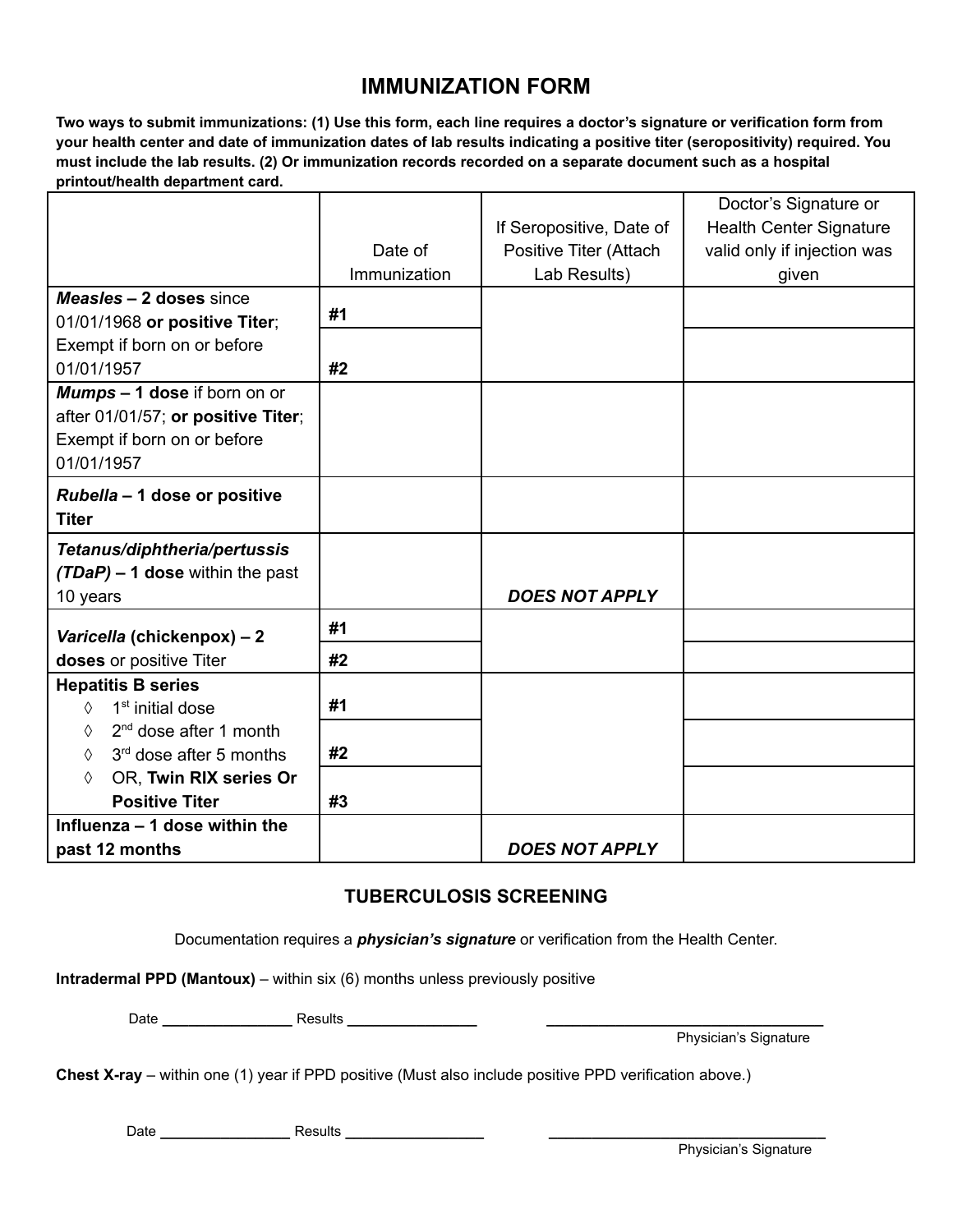# IMMUNIZATION FORM

**Two ways to submit immunizations: (1) Use this form, each line requires a doctor's signature or verification form from your health center and date of immunization dates of lab results indicating a positive titer (seropositivity) required. You must include the lab results. (2) Or immunization records recorded on a separate document such as a hospital printout/health department card.**

| | Date of Immunization | If Seropositive, Date of Positive Titer (Attach Lab Results) | Doctor's Signature or Health Center Signature valid only if injection was given |
|---|---|---|---|
| ***Measles* – 2 doses** since 01/01/1968 **or positive Titer**; Exempt if born on or before 01/01/1957 | **#1** | | |
| | **#2** | | |
| ***Mumps* – 1 dose** if born on or after 01/01/57; **or positive Titer**; Exempt if born on or before 01/01/1957 | | | |
| ***Rubella* – 1 dose or positive Titer** | | | |
| ***Tetanus/diphtheria/pertussis (TDaP)* – 1 dose** within the past 10 years | | ***DOES NOT APPLY*** | |
| ***Varicella* (chickenpox) – 2 doses** or positive Titer | **#1** | | |
| | **#2** | | |
| **Hepatitis B series**<br>◊ 1st initial dose<br>◊ 2nd dose after 1 month<br>◊ 3rd dose after 5 months<br>◊ OR, **Twin RIX series Or Positive Titer** | **#1** | | |
| | **#2** | | |
| | **#3** | | |
| **Influenza – 1 dose within the past 12 months** | | ***DOES NOT APPLY*** | |

## TUBERCULOSIS SCREENING

Documentation requires a ***physician's signature*** or verification from the Health Center.

**Intradermal PPD (Mantoux)** – within six (6) months unless previously positive

Date ________________ Results ________________ ____________________________________

Physician's Signature

**Chest X-ray** – within one (1) year if PPD positive (Must also include positive PPD verification above.)

Date ________________ Results ________________ ____________________________________

Physician's Signature